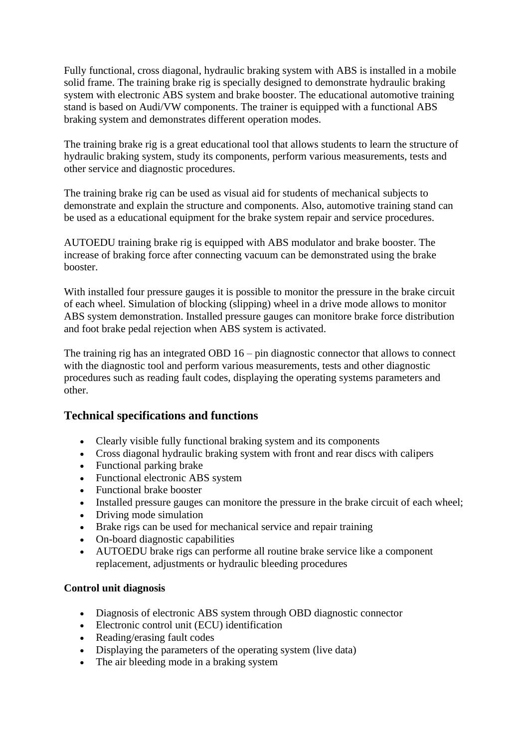Fully functional, cross diagonal, hydraulic braking system with ABS is installed in a mobile solid frame. The training brake rig is specially designed to demonstrate hydraulic braking system with electronic ABS system and brake booster. The educational automotive training stand is based on Audi/VW components. The trainer is equipped with a functional ABS braking system and demonstrates different operation modes.

The training brake rig is a great educational tool that allows students to learn the structure of hydraulic braking system, study its components, perform various measurements, tests and other service and diagnostic procedures.

The training brake rig can be used as visual aid for students of mechanical subjects to demonstrate and explain the structure and components. Also, automotive training stand can be used as a educational equipment for the brake system repair and service procedures.

AUTOEDU training brake rig is equipped with ABS modulator and brake booster. The increase of braking force after connecting vacuum can be demonstrated using the brake booster.

With installed four pressure gauges it is possible to monitor the pressure in the brake circuit of each wheel. Simulation of blocking (slipping) wheel in a drive mode allows to monitor ABS system demonstration. Installed pressure gauges can monitore brake force distribution and foot brake pedal rejection when ABS system is activated.

The training rig has an integrated OBD 16 – pin diagnostic connector that allows to connect with the diagnostic tool and perform various measurements, tests and other diagnostic procedures such as reading fault codes, displaying the operating systems parameters and other.

## Technical specifications and functions

- Clearly visible fully functional braking system and its components
- Cross diagonal hydraulic braking system with front and rear discs with calipers
- Functional parking brake
- Functional electronic ABS system
- Functional brake booster
- Installed pressure gauges can monitore the pressure in the brake circuit of each wheel;
- Driving mode simulation
- Brake rigs can be used for mechanical service and repair training
- On-board diagnostic capabilities
- AUTOEDU brake rigs can performe all routine brake service like a component replacement, adjustments or hydraulic bleeding procedures

**Control unit diagnosis**

- Diagnosis of electronic ABS system through OBD diagnostic connector
- Electronic control unit (ECU) identification
- Reading/erasing fault codes
- Displaying the parameters of the operating system (live data)
- The air bleeding mode in a braking system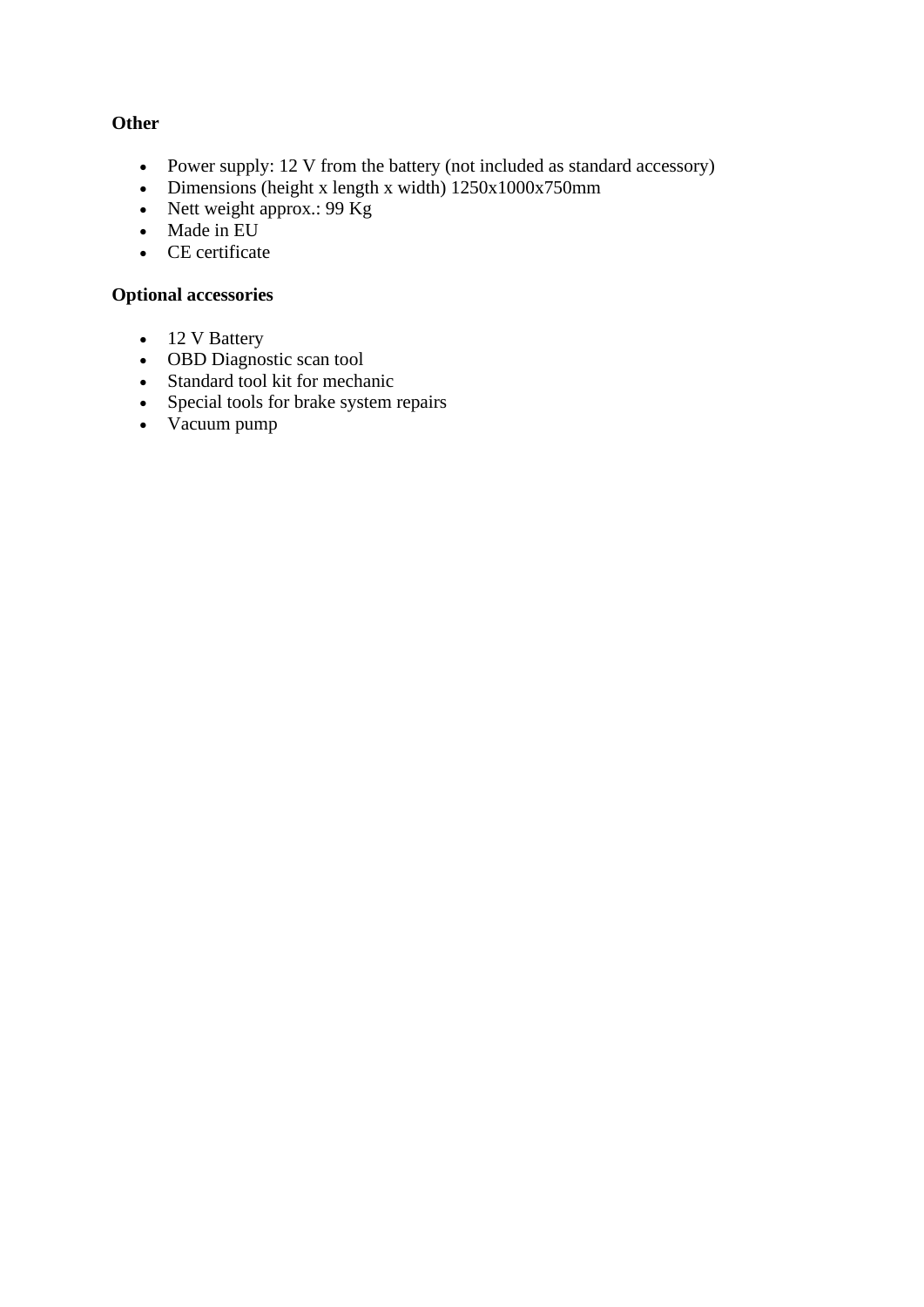**Other**

- Power supply: 12 V from the battery (not included as standard accessory)
- Dimensions (height x length x width) 1250x1000x750mm
- Nett weight approx.: 99 Kg
- Made in EU
- CE certificate

**Optional accessories**

- 12 V Battery
- OBD Diagnostic scan tool
- Standard tool kit for mechanic
- Special tools for brake system repairs
- Vacuum pump